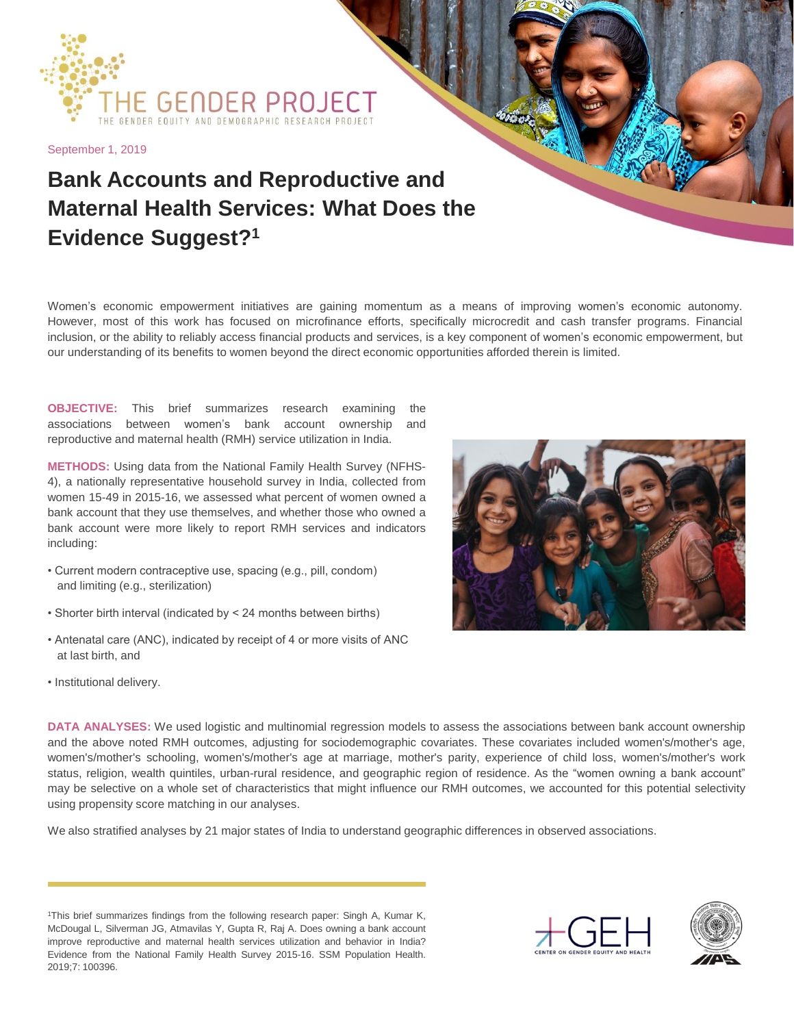THE GENDER PROJECT

THE GENDER EQUITY AND DEMOGRAPHIC RESEARCH PROJECT

September 1, 2019

# Bank Accounts and Reproductive and Maternal Health Services: What Does the Evidence Suggest?[1]

Women's economic empowerment initiatives are gaining momentum as a means of improving women's economic autonomy. However, most of this work has focused on microfinance efforts, specifically microcredit and cash transfer programs. Financial inclusion, or the ability to reliably access financial products and services, is a key component of women's economic empowerment, but our understanding of its benefits to women beyond the direct economic opportunities afforded therein is limited.

**OBJECTIVE:** This brief summarizes research examining the associations between women's bank account ownership and reproductive and maternal health (RMH) service utilization in India.

**METHODS:** Using data from the National Family Health Survey (NFHS-4), a nationally representative household survey in India, collected from women 15-49 in 2015-16, we assessed what percent of women owned a bank account that they use themselves, and whether those who owned a bank account were more likely to report RMH services and indicators including:

- Current modern contraceptive use, spacing (e.g., pill, condom) and limiting (e.g., sterilization)
- Shorter birth interval (indicated by < 24 months between births)
- Antenatal care (ANC), indicated by receipt of 4 or more visits of ANC at last birth, and
- Institutional delivery.

**DATA ANALYSES:** We used logistic and multinomial regression models to assess the associations between bank account ownership and the above noted RMH outcomes, adjusting for sociodemographic covariates. These covariates included women's/mother's age, women's/mother's schooling, women's/mother's age at marriage, mother's parity, experience of child loss, women's/mother's work status, religion, wealth quintiles, urban-rural residence, and geographic region of residence. As the "women owning a bank account" may be selective on a whole set of characteristics that might influence our RMH outcomes, we accounted for this potential selectivity using propensity score matching in our analyses.

We also stratified analyses by 21 major states of India to understand geographic differences in observed associations.

---

[1]This brief summarizes findings from the following research paper: Singh A, Kumar K, McDougal L, Silverman JG, Atmavilas Y, Gupta R, Raj A. Does owning a bank account improve reproductive and maternal health services utilization and behavior in India? Evidence from the National Family Health Survey 2015-16. SSM Population Health. 2019;7: 100396.

GEH CENTER ON GENDER EQUITY AND HEALTH

IIPS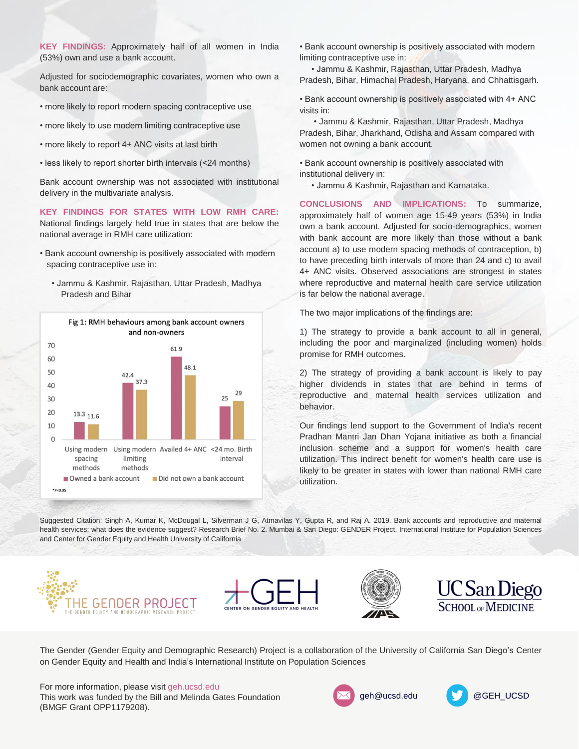**KEY FINDINGS:** Approximately half of all women in India (53%) own and use a bank account.

Adjusted for sociodemographic covariates, women who own a bank account are:

- more likely to report modern spacing contraceptive use
- more likely to use modern limiting contraceptive use
- more likely to report 4+ ANC visits at last birth
- less likely to report shorter birth intervals (<24 months)

Bank account ownership was not associated with institutional delivery in the multivariate analysis.

**KEY FINDINGS FOR STATES WITH LOW RMH CARE:** National findings largely held true in states that are below the national average in RMH care utilization:

- Bank account ownership is positively associated with modern spacing contraceptive use in:
  - Jammu & Kashmir, Rajasthan, Uttar Pradesh, Madhya Pradesh and Bihar

Fig 1: RMH behaviours among bank account owners and non-owners

70
60
50
40
30
20
10
0

13.3 11.6
42.4 37.3
61.9 48.1
25 29

Using modern spacing methods
Using modern limiting methods
Availed 4+ ANC
<24 mo. Birth interval

Owned a bank account
Did not own a bank account

*P<0.05

- Bank account ownership is positively associated with modern limiting contraceptive use in:
  - Jammu & Kashmir, Rajasthan, Uttar Pradesh, Madhya Pradesh, Bihar, Himachal Pradesh, Haryana, and Chhattisgarh.
- Bank account ownership is positively associated with 4+ ANC visits in:
  - Jammu & Kashmir, Rajasthan, Uttar Pradesh, Madhya Pradesh, Bihar, Jharkhand, Odisha and Assam compared with women not owning a bank account.
- Bank account ownership is positively associated with institutional delivery in:
  - Jammu & Kashmir, Rajasthan and Karnataka.

**CONCLUSIONS AND IMPLICATIONS:** To summarize, approximately half of women age 15-49 years (53%) in India own a bank account. Adjusted for socio-demographics, women with bank account are more likely than those without a bank account a) to use modern spacing methods of contraception, b) to have preceding birth intervals of more than 24 and c) to avail 4+ ANC visits. Observed associations are strongest in states where reproductive and maternal health care service utilization is far below the national average.

The two major implications of the findings are:

1) The strategy to provide a bank account to all in general, including the poor and marginalized (including women) holds promise for RMH outcomes.

2) The strategy of providing a bank account is likely to pay higher dividends in states that are behind in terms of reproductive and maternal health services utilization and behavior.

Our findings lend support to the Government of India's recent Pradhan Mantri Jan Dhan Yojana initiative as both a financial inclusion scheme and a support for women's health care utilization. This indirect benefit for women's health care use is likely to be greater in states with lower than national RMH care utilization.

Suggested Citation: Singh A, Kumar K, McDougal L, Silverman J G, Atmavilas Y, Gupta R, and Raj A. 2019. Bank accounts and reproductive and maternal health services: what does the evidence suggest? Research Brief No. 2. Mumbai & San Diego: GENDER Project, International Institute for Population Sciences and Center for Gender Equity and Health University of California

THE GENDER PROJECT
THE GENDER EQUITY AND DEMOGRAPHIC RESEARCH PROJECT

GEH
CENTER ON GENDER EQUITY AND HEALTH

IIPS

UC San Diego
SCHOOL OF MEDICINE

The Gender (Gender Equity and Demographic Research) Project is a collaboration of the University of California San Diego's Center on Gender Equity and Health and India's International Institute on Population Sciences

For more information, please visit geh.ucsd.edu
This work was funded by the Bill and Melinda Gates Foundation (BMGF Grant OPP1179208).

geh@ucsd.edu

@GEH_UCSD